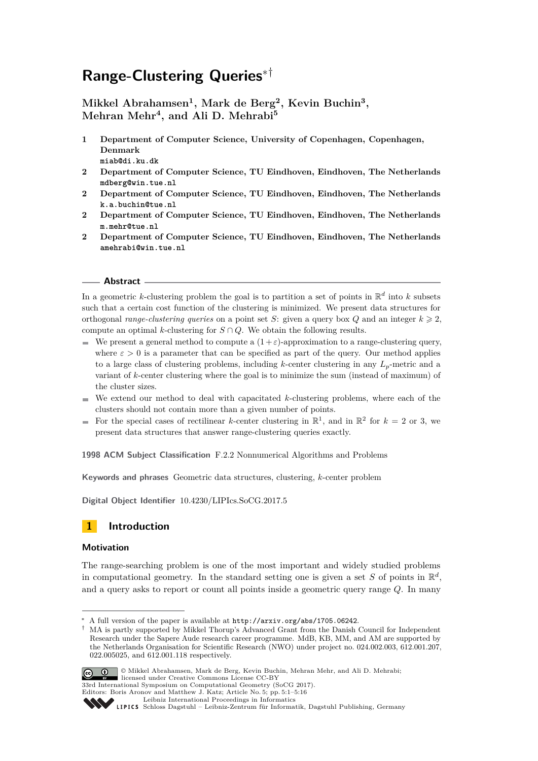# Range-Clustering Queries[*][†]

**Mikkel Abrahamsen[1], Mark de Berg[2], Kevin Buchin[3], Mehran Mehr[4], and Ali D. Mehrabi[5]**

1. **Department of Computer Science, University of Copenhagen, Copenhagen, Denmark**
   miab@di.ku.dk
2. **Department of Computer Science, TU Eindhoven, Eindhoven, The Netherlands**
   mdberg@win.tue.nl
2. **Department of Computer Science, TU Eindhoven, Eindhoven, The Netherlands**
   k.a.buchin@tue.nl
2. **Department of Computer Science, TU Eindhoven, Eindhoven, The Netherlands**
   m.mehr@tue.nl
2. **Department of Computer Science, TU Eindhoven, Eindhoven, The Netherlands**
   amehrabi@win.tue.nl

## Abstract

In a geometric $k$-clustering problem the goal is to partition a set of points in $\mathbb{R}^d$ into $k$ subsets such that a certain cost function of the clustering is minimized. We present data structures for orthogonal *range-clustering queries* on a point set $S$: given a query box $Q$ and an integer $k \geqslant 2$, compute an optimal $k$-clustering for $S \cap Q$. We obtain the following results.

- We present a general method to compute a $(1+\varepsilon)$-approximation to a range-clustering query, where $\varepsilon > 0$ is a parameter that can be specified as part of the query. Our method applies to a large class of clustering problems, including $k$-center clustering in any $L_p$-metric and a variant of $k$-center clustering where the goal is to minimize the sum (instead of maximum) of the cluster sizes.
- We extend our method to deal with capacitated $k$-clustering problems, where each of the clusters should not contain more than a given number of points.
- For the special cases of rectilinear $k$-center clustering in $\mathbb{R}^1$, and in $\mathbb{R}^2$ for $k = 2$ or 3, we present data structures that answer range-clustering queries exactly.

**1998 ACM Subject Classification** F.2.2 Nonnumerical Algorithms and Problems

**Keywords and phrases** Geometric data structures, clustering, $k$-center problem

**Digital Object Identifier** 10.4230/LIPIcs.SoCG.2017.5

## 1 Introduction

### Motivation

The range-searching problem is one of the most important and widely studied problems in computational geometry. In the standard setting one is given a set $S$ of points in $\mathbb{R}^d$, and a query asks to report or count all points inside a geometric query range $Q$. In many

---

[*] A full version of the paper is available at http://arxiv.org/abs/1705.06242.

[†] MA is partly supported by Mikkel Thorup's Advanced Grant from the Danish Council for Independent Research under the Sapere Aude research career programme. MdB, KB, MM, and AM are supported by the Netherlands Organisation for Scientific Research (NWO) under project no. 024.002.003, 612.001.207, 022.005025, and 612.001.118 respectively.

© Mikkel Abrahamsen, Mark de Berg, Kevin Buchin, Mehran Mehr, and Ali D. Mehrabi; licensed under Creative Commons License CC-BY
33rd International Symposium on Computational Geometry (SoCG 2017).
Editors: Boris Aronov and Matthew J. Katz; Article No. 5; pp. 5:1–5:16
Leibniz International Proceedings in Informatics
LIPICS Schloss Dagstuhl – Leibniz-Zentrum für Informatik, Dagstuhl Publishing, Germany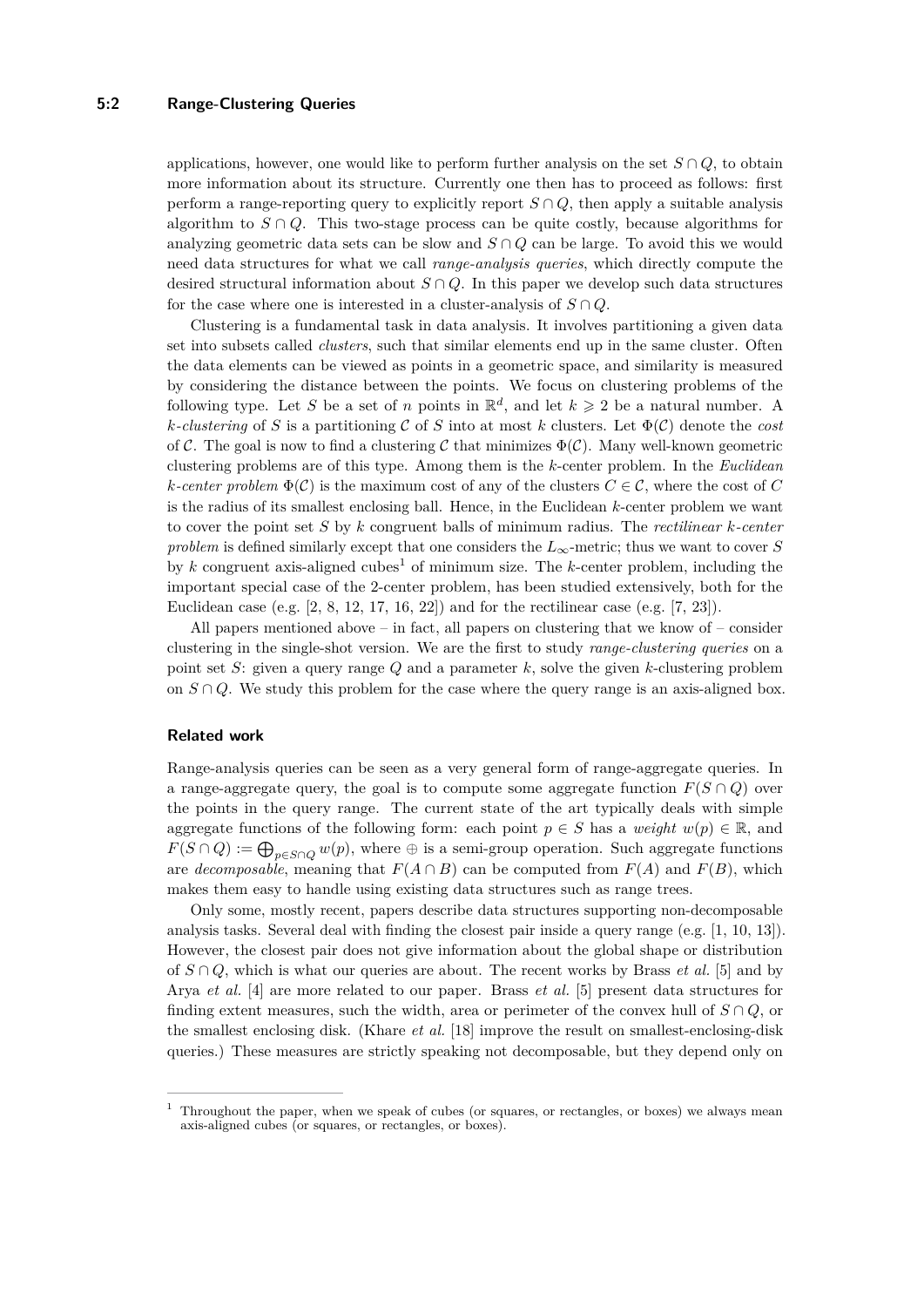applications, however, one would like to perform further analysis on the set $S \cap Q$, to obtain more information about its structure. Currently one then has to proceed as follows: first perform a range-reporting query to explicitly report $S \cap Q$, then apply a suitable analysis algorithm to $S \cap Q$. This two-stage process can be quite costly, because algorithms for analyzing geometric data sets can be slow and $S \cap Q$ can be large. To avoid this we would need data structures for what we call *range-analysis queries*, which directly compute the desired structural information about $S \cap Q$. In this paper we develop such data structures for the case where one is interested in a cluster-analysis of $S \cap Q$.

Clustering is a fundamental task in data analysis. It involves partitioning a given data set into subsets called *clusters*, such that similar elements end up in the same cluster. Often the data elements can be viewed as points in a geometric space, and similarity is measured by considering the distance between the points. We focus on clustering problems of the following type. Let $S$ be a set of $n$ points in $\mathbb{R}^d$, and let $k \geqslant 2$ be a natural number. A *k-clustering* of $S$ is a partitioning $\mathcal{C}$ of $S$ into at most $k$ clusters. Let $\Phi(\mathcal{C})$ denote the *cost* of $\mathcal{C}$. The goal is now to find a clustering $\mathcal{C}$ that minimizes $\Phi(\mathcal{C})$. Many well-known geometric clustering problems are of this type. Among them is the $k$-center problem. In the *Euclidean k-center problem* $\Phi(\mathcal{C})$ is the maximum cost of any of the clusters $C \in \mathcal{C}$, where the cost of $C$ is the radius of its smallest enclosing ball. Hence, in the Euclidean $k$-center problem we want to cover the point set $S$ by $k$ congruent balls of minimum radius. The *rectilinear k-center problem* is defined similarly except that one considers the $L_\infty$-metric; thus we want to cover $S$ by $k$ congruent axis-aligned cubes[1] of minimum size. The $k$-center problem, including the important special case of the 2-center problem, has been studied extensively, both for the Euclidean case (e.g. [2, 8, 12, 17, 16, 22]) and for the rectilinear case (e.g. [7, 23]).

All papers mentioned above – in fact, all papers on clustering that we know of – consider clustering in the single-shot version. We are the first to study *range-clustering queries* on a point set $S$: given a query range $Q$ and a parameter $k$, solve the given $k$-clustering problem on $S \cap Q$. We study this problem for the case where the query range is an axis-aligned box.

## Related work

Range-analysis queries can be seen as a very general form of range-aggregate queries. In a range-aggregate query, the goal is to compute some aggregate function $F(S \cap Q)$ over the points in the query range. The current state of the art typically deals with simple aggregate functions of the following form: each point $p \in S$ has a *weight* $w(p) \in \mathbb{R}$, and $F(S \cap Q) := \bigoplus_{p \in S \cap Q} w(p)$, where $\oplus$ is a semi-group operation. Such aggregate functions are *decomposable*, meaning that $F(A \cap B)$ can be computed from $F(A)$ and $F(B)$, which makes them easy to handle using existing data structures such as range trees.

Only some, mostly recent, papers describe data structures supporting non-decomposable analysis tasks. Several deal with finding the closest pair inside a query range (e.g. [1, 10, 13]). However, the closest pair does not give information about the global shape or distribution of $S \cap Q$, which is what our queries are about. The recent works by Brass *et al.* [5] and by Arya *et al.* [4] are more related to our paper. Brass *et al.* [5] present data structures for finding extent measures, such the width, area or perimeter of the convex hull of $S \cap Q$, or the smallest enclosing disk. (Khare *et al.* [18] improve the result on smallest-enclosing-disk queries.) These measures are strictly speaking not decomposable, but they depend only on

[1] Throughout the paper, when we speak of cubes (or squares, or rectangles, or boxes) we always mean axis-aligned cubes (or squares, or rectangles, or boxes).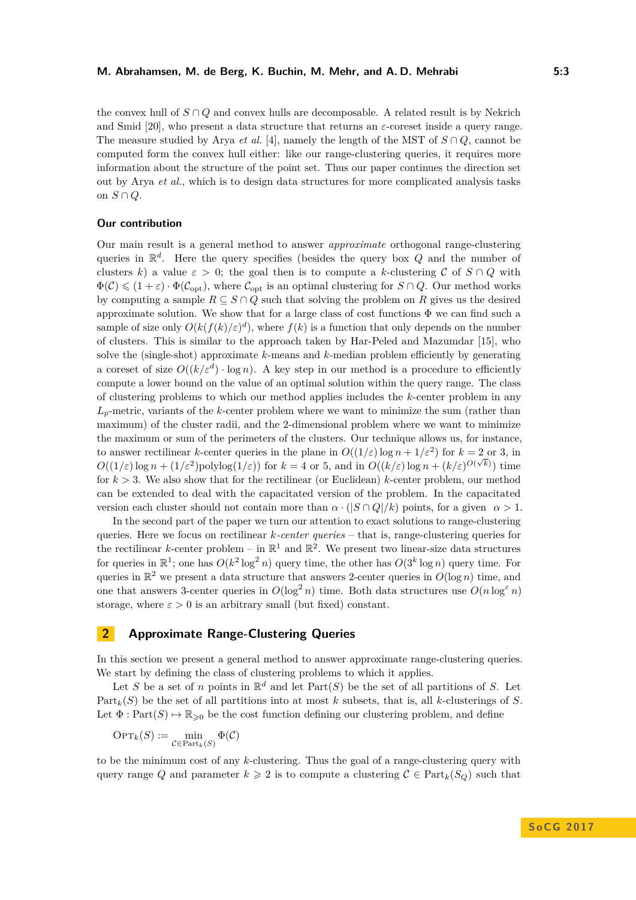the convex hull of $S \cap Q$ and convex hulls are decomposable. A related result is by Nekrich and Smid [20], who present a data structure that returns an $\varepsilon$-coreset inside a query range. The measure studied by Arya *et al.* [4], namely the length of the MST of $S \cap Q$, cannot be computed form the convex hull either: like our range-clustering queries, it requires more information about the structure of the point set. Thus our paper continues the direction set out by Arya *et al.*, which is to design data structures for more complicated analysis tasks on $S \cap Q$.

### Our contribution

Our main result is a general method to answer *approximate* orthogonal range-clustering queries in $\mathbb{R}^d$. Here the query specifies (besides the query box $Q$ and the number of clusters $k$) a value $\varepsilon > 0$; the goal then is to compute a $k$-clustering $\mathcal{C}$ of $S \cap Q$ with $\Phi(\mathcal{C}) \leqslant (1+\varepsilon) \cdot \Phi(\mathcal{C}_{\mathrm{opt}})$, where $\mathcal{C}_{\mathrm{opt}}$ is an optimal clustering for $S \cap Q$. Our method works by computing a sample $R \subseteq S \cap Q$ such that solving the problem on $R$ gives us the desired approximate solution. We show that for a large class of cost functions $\Phi$ we can find such a sample of size only $O(k(f(k)/\varepsilon)^d)$, where $f(k)$ is a function that only depends on the number of clusters. This is similar to the approach taken by Har-Peled and Mazumdar [15], who solve the (single-shot) approximate $k$-means and $k$-median problem efficiently by generating a coreset of size $O((k/\varepsilon^d) \cdot \log n)$. A key step in our method is a procedure to efficiently compute a lower bound on the value of an optimal solution within the query range. The class of clustering problems to which our method applies includes the $k$-center problem in any $L_p$-metric, variants of the $k$-center problem where we want to minimize the sum (rather than maximum) of the cluster radii, and the 2-dimensional problem where we want to minimize the maximum or sum of the perimeters of the clusters. Our technique allows us, for instance, to answer rectilinear $k$-center queries in the plane in $O((1/\varepsilon)\log n + 1/\varepsilon^2)$ for $k = 2$ or 3, in $O((1/\varepsilon)\log n + (1/\varepsilon^2)\mathrm{polylog}(1/\varepsilon))$ for $k = 4$ or 5, and in $O((k/\varepsilon)\log n + (k/\varepsilon)^{O(\sqrt{k})})$ time for $k > 3$. We also show that for the rectilinear (or Euclidean) $k$-center problem, our method can be extended to deal with the capacitated version of the problem. In the capacitated version each cluster should not contain more than $\alpha \cdot (|S \cap Q|/k)$ points, for a given $\alpha > 1$.

In the second part of the paper we turn our attention to exact solutions to range-clustering queries. Here we focus on rectilinear *k-center queries* – that is, range-clustering queries for the rectilinear $k$-center problem – in $\mathbb{R}^1$ and $\mathbb{R}^2$. We present two linear-size data structures for queries in $\mathbb{R}^1$; one has $O(k^2 \log^2 n)$ query time, the other has $O(3^k \log n)$ query time. For queries in $\mathbb{R}^2$ we present a data structure that answers 2-center queries in $O(\log n)$ time, and one that answers 3-center queries in $O(\log^2 n)$ time. Both data structures use $O(n \log^\varepsilon n)$ storage, where $\varepsilon > 0$ is an arbitrary small (but fixed) constant.

## 2 Approximate Range-Clustering Queries

In this section we present a general method to answer approximate range-clustering queries. We start by defining the class of clustering problems to which it applies.

Let $S$ be a set of $n$ points in $\mathbb{R}^d$ and let $\mathrm{Part}(S)$ be the set of all partitions of $S$. Let $\mathrm{Part}_k(S)$ be the set of all partitions into at most $k$ subsets, that is, all $k$-clusterings of $S$. Let $\Phi : \mathrm{Part}(S) \mapsto \mathbb{R}_{\geqslant 0}$ be the cost function defining our clustering problem, and define

$$\mathrm{O{\small PT}}_k(S) := \min_{\mathcal{C} \in \mathrm{Part}_k(S)} \Phi(\mathcal{C})$$

to be the minimum cost of any $k$-clustering. Thus the goal of a range-clustering query with query range $Q$ and parameter $k \geqslant 2$ is to compute a clustering $\mathcal{C} \in \mathrm{Part}_k(S_Q)$ such that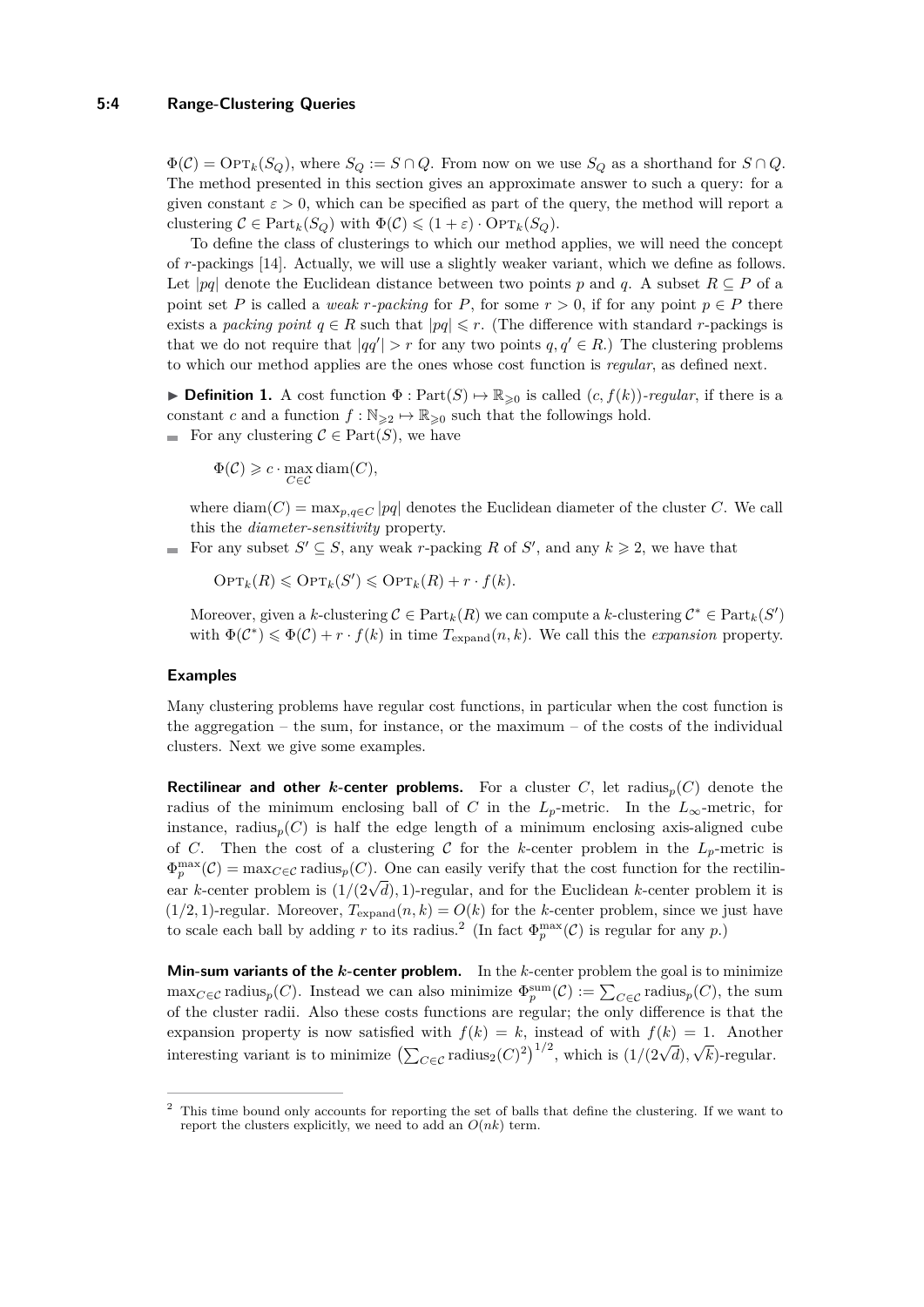$\Phi(\mathcal{C}) = \text{OPT}_k(S_Q)$, where $S_Q := S \cap Q$. From now on we use $S_Q$ as a shorthand for $S \cap Q$. The method presented in this section gives an approximate answer to such a query: for a given constant $\varepsilon > 0$, which can be specified as part of the query, the method will report a clustering $\mathcal{C} \in \text{Part}_k(S_Q)$ with $\Phi(\mathcal{C}) \leqslant (1+\varepsilon) \cdot \text{OPT}_k(S_Q)$.

To define the class of clusterings to which our method applies, we will need the concept of $r$-packings [14]. Actually, we will use a slightly weaker variant, which we define as follows. Let $|pq|$ denote the Euclidean distance between two points $p$ and $q$. A subset $R \subseteq P$ of a point set $P$ is called a *weak $r$-packing* for $P$, for some $r > 0$, if for any point $p \in P$ there exists a *packing point* $q \in R$ such that $|pq| \leqslant r$. (The difference with standard $r$-packings is that we do not require that $|qq'| > r$ for any two points $q, q' \in R$.) The clustering problems to which our method applies are the ones whose cost function is *regular*, as defined next.

▶ **Definition 1.** A cost function $\Phi : \text{Part}(S) \mapsto \mathbb{R}_{\geqslant 0}$ is called $(c, f(k))$*-regular*, if there is a constant $c$ and a function $f : \mathbb{N}_{\geqslant 2} \mapsto \mathbb{R}_{\geqslant 0}$ such that the followings hold.

- For any clustering $\mathcal{C} \in \text{Part}(S)$, we have

  $$\Phi(\mathcal{C}) \geqslant c \cdot \max_{C \in \mathcal{C}} \text{diam}(C),$$

  where $\text{diam}(C) = \max_{p,q \in C} |pq|$ denotes the Euclidean diameter of the cluster $C$. We call this the *diameter-sensitivity* property.
- For any subset $S' \subseteq S$, any weak $r$-packing $R$ of $S'$, and any $k \geqslant 2$, we have that

  $$\text{OPT}_k(R) \leqslant \text{OPT}_k(S') \leqslant \text{OPT}_k(R) + r \cdot f(k).$$

  Moreover, given a $k$-clustering $\mathcal{C} \in \text{Part}_k(R)$ we can compute a $k$-clustering $\mathcal{C}^* \in \text{Part}_k(S')$ with $\Phi(\mathcal{C}^*) \leqslant \Phi(\mathcal{C}) + r \cdot f(k)$ in time $T_{\text{expand}}(n, k)$. We call this the *expansion* property.

### Examples

Many clustering problems have regular cost functions, in particular when the cost function is the aggregation – the sum, for instance, or the maximum – of the costs of the individual clusters. Next we give some examples.

**Rectilinear and other $k$-center problems.** For a cluster $C$, let $\text{radius}_p(C)$ denote the radius of the minimum enclosing ball of $C$ in the $L_p$-metric. In the $L_\infty$-metric, for instance, $\text{radius}_p(C)$ is half the edge length of a minimum enclosing axis-aligned cube of $C$. Then the cost of a clustering $\mathcal{C}$ for the $k$-center problem in the $L_p$-metric is $\Phi_p^{\max}(\mathcal{C}) = \max_{C \in \mathcal{C}} \text{radius}_p(C)$. One can easily verify that the cost function for the rectilinear $k$-center problem is $(1/(2\sqrt{d}), 1)$-regular, and for the Euclidean $k$-center problem it is $(1/2, 1)$-regular. Moreover, $T_{\text{expand}}(n, k) = O(k)$ for the $k$-center problem, since we just have to scale each ball by adding $r$ to its radius.[2] (In fact $\Phi_p^{\max}(\mathcal{C})$ is regular for any $p$.)

**Min-sum variants of the $k$-center problem.** In the $k$-center problem the goal is to minimize $\max_{C \in \mathcal{C}} \text{radius}_p(C)$. Instead we can also minimize $\Phi_p^{\text{sum}}(\mathcal{C}) := \sum_{C \in \mathcal{C}} \text{radius}_p(C)$, the sum of the cluster radii. Also these costs functions are regular; the only difference is that the expansion property is now satisfied with $f(k) = k$, instead of with $f(k) = 1$. Another interesting variant is to minimize $\left(\sum_{C \in \mathcal{C}} \text{radius}_2(C)^2\right)^{1/2}$, which is $(1/(2\sqrt{d}), \sqrt{k})$-regular.

---

[2] This time bound only accounts for reporting the set of balls that define the clustering. If we want to report the clusters explicitly, we need to add an $O(nk)$ term.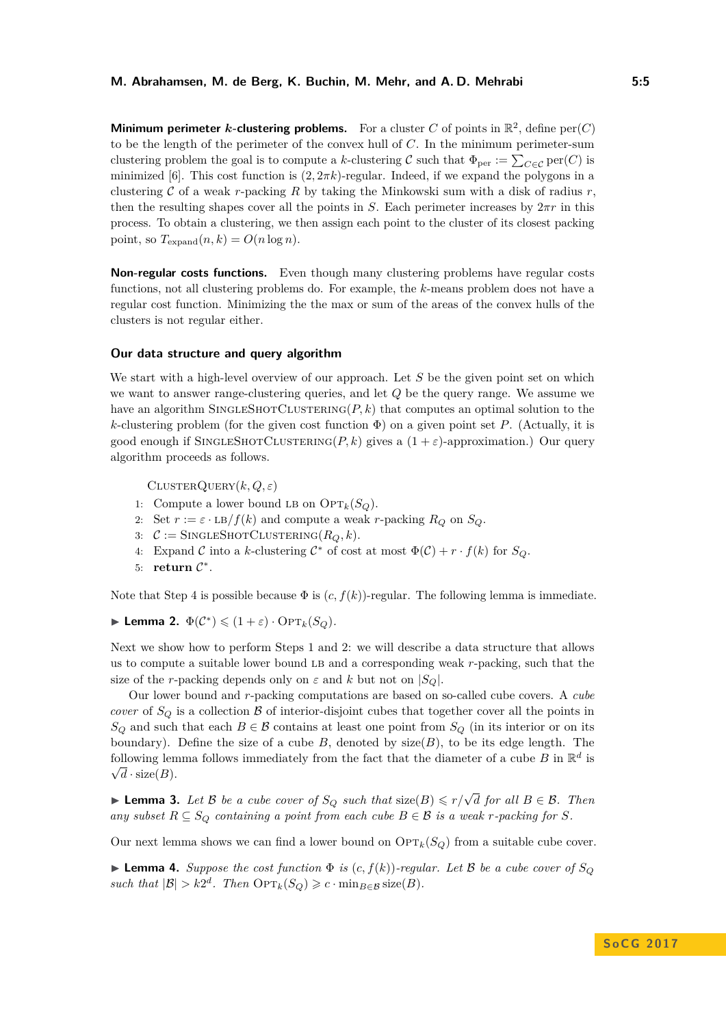**Minimum perimeter $k$-clustering problems.** For a cluster $C$ of points in $\mathbb{R}^2$, define $\text{per}(C)$ to be the length of the perimeter of the convex hull of $C$. In the minimum perimeter-sum clustering problem the goal is to compute a $k$-clustering $\mathcal{C}$ such that $\Phi_{\text{per}} := \sum_{C\in\mathcal{C}} \text{per}(C)$ is minimized [6]. This cost function is $(2, 2\pi k)$-regular. Indeed, if we expand the polygons in a clustering $\mathcal{C}$ of a weak $r$-packing $R$ by taking the Minkowski sum with a disk of radius $r$, then the resulting shapes cover all the points in $S$. Each perimeter increases by $2\pi r$ in this process. To obtain a clustering, we then assign each point to the cluster of its closest packing point, so $T_{\text{expand}}(n, k) = O(n \log n)$.

**Non-regular costs functions.** Even though many clustering problems have regular costs functions, not all clustering problems do. For example, the $k$-means problem does not have a regular cost function. Minimizing the the max or sum of the areas of the convex hulls of the clusters is not regular either.

### Our data structure and query algorithm

We start with a high-level overview of our approach. Let $S$ be the given point set on which we want to answer range-clustering queries, and let $Q$ be the query range. We assume we have an algorithm SingleShotClustering$(P, k)$ that computes an optimal solution to the $k$-clustering problem (for the given cost function $\Phi$) on a given point set $P$. (Actually, it is good enough if SingleShotClustering$(P, k)$ gives a $(1+\varepsilon)$-approximation.) Our query algorithm proceeds as follows.

ClusterQuery$(k, Q, \varepsilon)$
1: Compute a lower bound LB on $\text{Opt}_k(S_Q)$.
2: Set $r := \varepsilon \cdot \text{LB}/f(k)$ and compute a weak $r$-packing $R_Q$ on $S_Q$.
3: $\mathcal{C} :=$ SingleShotClustering$(R_Q, k)$.
4: Expand $\mathcal{C}$ into a $k$-clustering $\mathcal{C}^*$ of cost at most $\Phi(\mathcal{C}) + r \cdot f(k)$ for $S_Q$.
5: **return** $\mathcal{C}^*$.

Note that Step 4 is possible because $\Phi$ is $(c, f(k))$-regular. The following lemma is immediate.

▶ **Lemma 2.** $\Phi(\mathcal{C}^*) \leqslant (1+\varepsilon)\cdot \text{Opt}_k(S_Q)$.

Next we show how to perform Steps 1 and 2: we will describe a data structure that allows us to compute a suitable lower bound LB and a corresponding weak $r$-packing, such that the size of the $r$-packing depends only on $\varepsilon$ and $k$ but not on $|S_Q|$.

Our lower bound and $r$-packing computations are based on so-called cube covers. A *cube cover* of $S_Q$ is a collection $\mathcal{B}$ of interior-disjoint cubes that together cover all the points in $S_Q$ and such that each $B \in \mathcal{B}$ contains at least one point from $S_Q$ (in its interior or on its boundary). Define the size of a cube $B$, denoted by $\text{size}(B)$, to be its edge length. The following lemma follows immediately from the fact that the diameter of a cube $B$ in $\mathbb{R}^d$ is $\sqrt{d} \cdot \text{size}(B)$.

▶ **Lemma 3.** *Let $\mathcal{B}$ be a cube cover of $S_Q$ such that $\text{size}(B) \leqslant r/\sqrt{d}$ for all $B \in \mathcal{B}$. Then any subset $R \subseteq S_Q$ containing a point from each cube $B \in \mathcal{B}$ is a weak $r$-packing for $S$.*

Our next lemma shows we can find a lower bound on $\text{Opt}_k(S_Q)$ from a suitable cube cover.

▶ **Lemma 4.** *Suppose the cost function $\Phi$ is $(c, f(k))$-regular. Let $\mathcal{B}$ be a cube cover of $S_Q$ such that $|\mathcal{B}| > k2^d$. Then $\text{Opt}_k(S_Q) \geqslant c \cdot \min_{B\in\mathcal{B}} \text{size}(B)$.*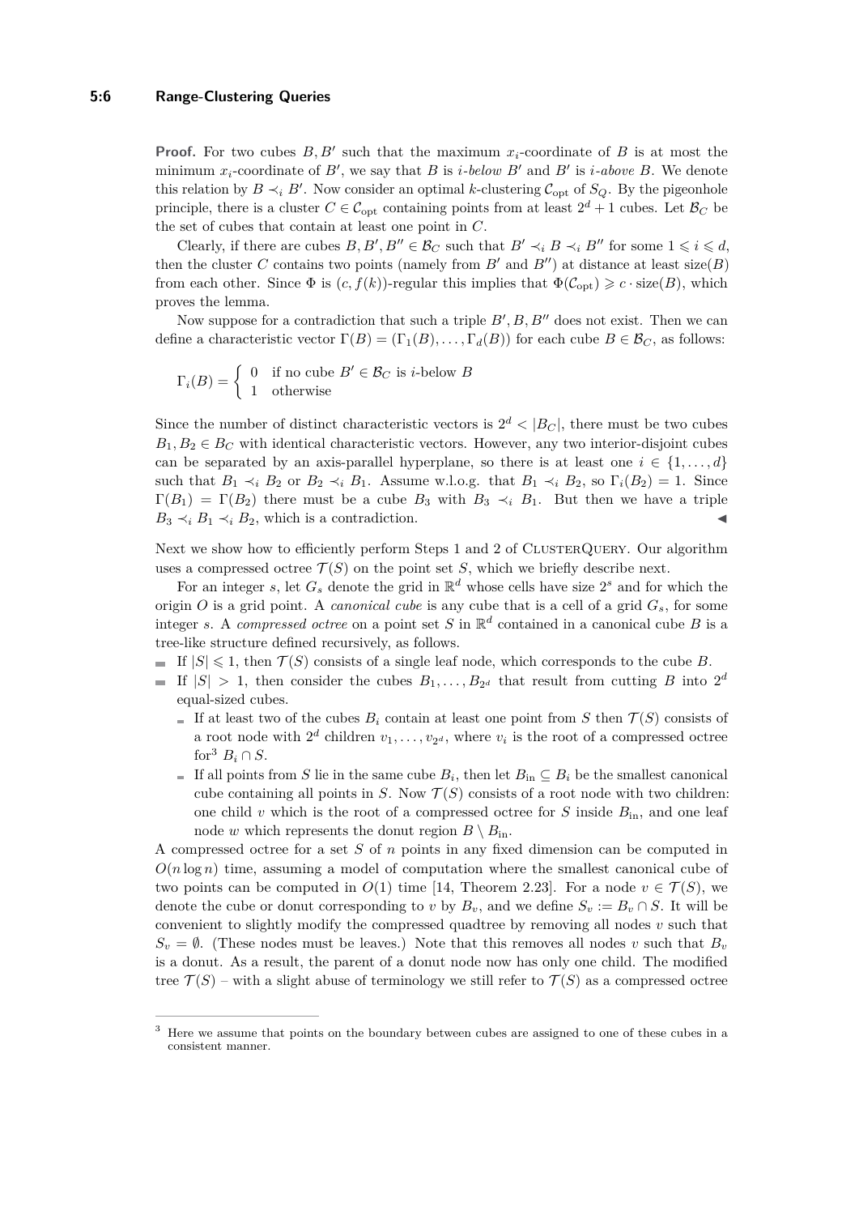**Proof.** For two cubes $B, B'$ such that the maximum $x_i$-coordinate of $B$ is at most the minimum $x_i$-coordinate of $B'$, we say that $B$ is *$i$-below* $B'$ and $B'$ is *$i$-above* $B$. We denote this relation by $B \prec_i B'$. Now consider an optimal $k$-clustering $\mathcal{C}_{\text{opt}}$ of $S_Q$. By the pigeonhole principle, there is a cluster $C \in \mathcal{C}_{\text{opt}}$ containing points from at least $2^d + 1$ cubes. Let $\mathcal{B}_C$ be the set of cubes that contain at least one point in $C$.

Clearly, if there are cubes $B, B', B'' \in \mathcal{B}_C$ such that $B' \prec_i B \prec_i B''$ for some $1 \leqslant i \leqslant d$, then the cluster $C$ contains two points (namely from $B'$ and $B''$) at distance at least $\text{size}(B)$ from each other. Since $\Phi$ is $(c, f(k))$-regular this implies that $\Phi(\mathcal{C}_{\text{opt}}) \geqslant c \cdot \text{size}(B)$, which proves the lemma.

Now suppose for a contradiction that such a triple $B', B, B''$ does not exist. Then we can define a characteristic vector $\Gamma(B) = (\Gamma_1(B), \ldots, \Gamma_d(B))$ for each cube $B \in \mathcal{B}_C$, as follows:

$$\Gamma_i(B) = \begin{cases} 0 & \text{if no cube } B' \in \mathcal{B}_C \text{ is } i\text{-below } B \\ 1 & \text{otherwise} \end{cases}$$

Since the number of distinct characteristic vectors is $2^d < |B_C|$, there must be two cubes $B_1, B_2 \in B_C$ with identical characteristic vectors. However, any two interior-disjoint cubes can be separated by an axis-parallel hyperplane, so there is at least one $i \in \{1, \ldots, d\}$ such that $B_1 \prec_i B_2$ or $B_2 \prec_i B_1$. Assume w.l.o.g. that $B_1 \prec_i B_2$, so $\Gamma_i(B_2) = 1$. Since $\Gamma(B_1) = \Gamma(B_2)$ there must be a cube $B_3$ with $B_3 \prec_i B_1$. But then we have a triple $B_3 \prec_i B_1 \prec_i B_2$, which is a contradiction. ◀

Next we show how to efficiently perform Steps 1 and 2 of ClusterQuery. Our algorithm uses a compressed octree $\mathcal{T}(S)$ on the point set $S$, which we briefly describe next.

For an integer $s$, let $G_s$ denote the grid in $\mathbb{R}^d$ whose cells have size $2^s$ and for which the origin $O$ is a grid point. A *canonical cube* is any cube that is a cell of a grid $G_s$, for some integer $s$. A *compressed octree* on a point set $S$ in $\mathbb{R}^d$ contained in a canonical cube $B$ is a tree-like structure defined recursively, as follows.

- If $|S| \leqslant 1$, then $\mathcal{T}(S)$ consists of a single leaf node, which corresponds to the cube $B$.
- If $|S| > 1$, then consider the cubes $B_1, \ldots, B_{2^d}$ that result from cutting $B$ into $2^d$ equal-sized cubes.
  - If at least two of the cubes $B_i$ contain at least one point from $S$ then $\mathcal{T}(S)$ consists of a root node with $2^d$ children $v_1, \ldots, v_{2^d}$, where $v_i$ is the root of a compressed octree for[3] $B_i \cap S$.
  - If all points from $S$ lie in the same cube $B_i$, then let $B_{\text{in}} \subseteq B_i$ be the smallest canonical cube containing all points in $S$. Now $\mathcal{T}(S)$ consists of a root node with two children: one child $v$ which is the root of a compressed octree for $S$ inside $B_{\text{in}}$, and one leaf node $w$ which represents the donut region $B \setminus B_{\text{in}}$.

A compressed octree for a set $S$ of $n$ points in any fixed dimension can be computed in $O(n \log n)$ time, assuming a model of computation where the smallest canonical cube of two points can be computed in $O(1)$ time [14, Theorem 2.23]. For a node $v \in \mathcal{T}(S)$, we denote the cube or donut corresponding to $v$ by $B_v$, and we define $S_v := B_v \cap S$. It will be convenient to slightly modify the compressed quadtree by removing all nodes $v$ such that $S_v = \emptyset$. (These nodes must be leaves.) Note that this removes all nodes $v$ such that $B_v$ is a donut. As a result, the parent of a donut node now has only one child. The modified tree $\mathcal{T}(S)$ – with a slight abuse of terminology we still refer to $\mathcal{T}(S)$ as a compressed octree

---

[3] Here we assume that points on the boundary between cubes are assigned to one of these cubes in a consistent manner.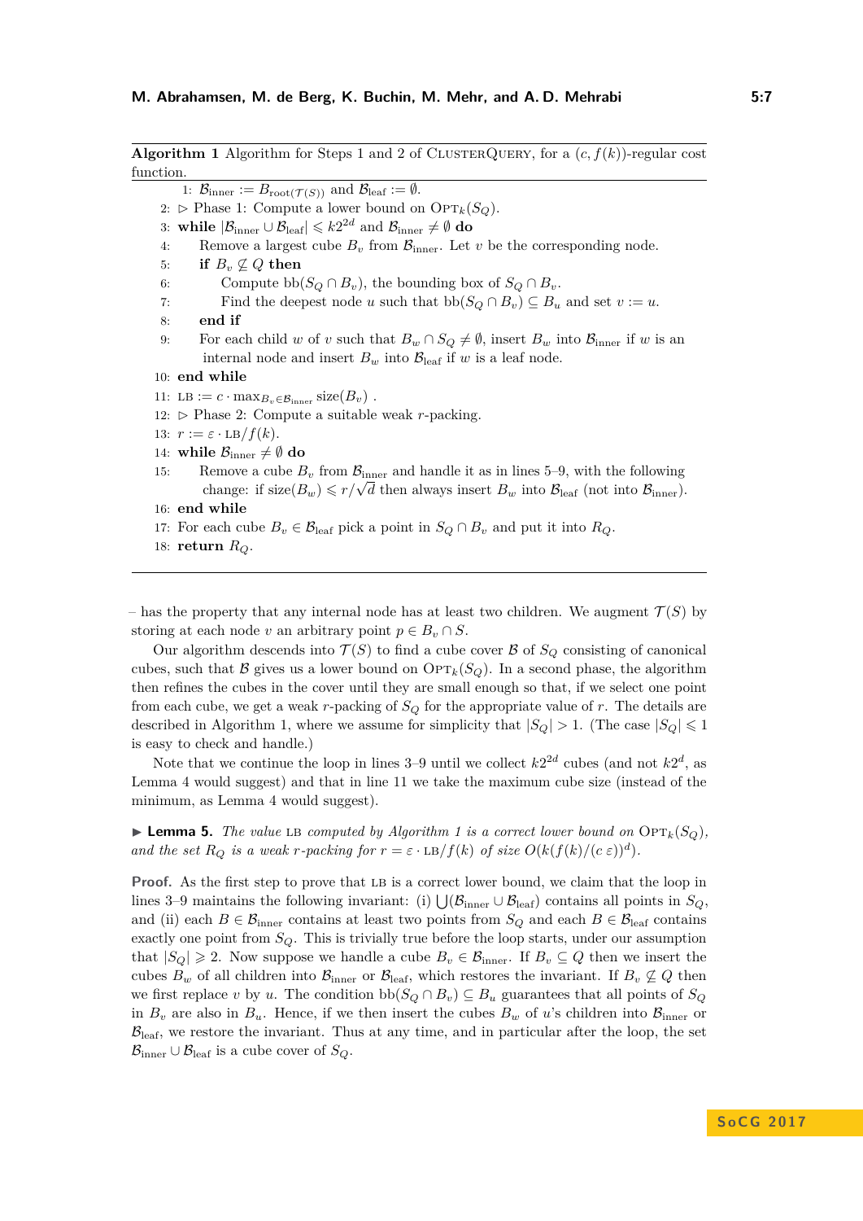**Algorithm 1** Algorithm for Steps 1 and 2 of ClusterQuery, for a $(c, f(k))$-regular cost function.

1: $\mathcal{B}_{\text{inner}} := B_{\text{root}(\mathcal{T}(S))}$ and $\mathcal{B}_{\text{leaf}} := \emptyset$.
2: ▷ Phase 1: Compute a lower bound on $\text{Opt}_k(S_Q)$.
3: **while** $|\mathcal{B}_{\text{inner}} \cup \mathcal{B}_{\text{leaf}}| \leqslant k2^{2d}$ and $\mathcal{B}_{\text{inner}} \neq \emptyset$ **do**
4: Remove a largest cube $B_v$ from $\mathcal{B}_{\text{inner}}$. Let $v$ be the corresponding node.
5: **if** $B_v \nsubseteq Q$ **then**
6: Compute $\text{bb}(S_Q \cap B_v)$, the bounding box of $S_Q \cap B_v$.
7: Find the deepest node $u$ such that $\text{bb}(S_Q \cap B_v) \subseteq B_u$ and set $v := u$.
8: **end if**
9: For each child $w$ of $v$ such that $B_w \cap S_Q \neq \emptyset$, insert $B_w$ into $\mathcal{B}_{\text{inner}}$ if $w$ is an internal node and insert $B_w$ into $\mathcal{B}_{\text{leaf}}$ if $w$ is a leaf node.
10: **end while**
11: $\text{LB} := c \cdot \max_{B_v \in \mathcal{B}_{\text{inner}}} \text{size}(B_v)$ .
12: ▷ Phase 2: Compute a suitable weak $r$-packing.
13: $r := \varepsilon \cdot \text{LB}/f(k)$.
14: **while** $\mathcal{B}_{\text{inner}} \neq \emptyset$ **do**
15: Remove a cube $B_v$ from $\mathcal{B}_{\text{inner}}$ and handle it as in lines 5–9, with the following change: if $\text{size}(B_w) \leqslant r/\sqrt{d}$ then always insert $B_w$ into $\mathcal{B}_{\text{leaf}}$ (not into $\mathcal{B}_{\text{inner}}$).
16: **end while**
17: For each cube $B_v \in \mathcal{B}_{\text{leaf}}$ pick a point in $S_Q \cap B_v$ and put it into $R_Q$.
18: **return** $R_Q$.

– has the property that any internal node has at least two children. We augment $\mathcal{T}(S)$ by storing at each node $v$ an arbitrary point $p \in B_v \cap S$.

Our algorithm descends into $\mathcal{T}(S)$ to find a cube cover $\mathcal{B}$ of $S_Q$ consisting of canonical cubes, such that $\mathcal{B}$ gives us a lower bound on $\text{Opt}_k(S_Q)$. In a second phase, the algorithm then refines the cubes in the cover until they are small enough so that, if we select one point from each cube, we get a weak $r$-packing of $S_Q$ for the appropriate value of $r$. The details are described in Algorithm 1, where we assume for simplicity that $|S_Q| > 1$. (The case $|S_Q| \leqslant 1$ is easy to check and handle.)

Note that we continue the loop in lines 3–9 until we collect $k2^{2d}$ cubes (and not $k2^d$, as Lemma 4 would suggest) and that in line 11 we take the maximum cube size (instead of the minimum, as Lemma 4 would suggest).

▶ **Lemma 5.** *The value* LB *computed by Algorithm 1 is a correct lower bound on* $\text{Opt}_k(S_Q)$*, and the set* $R_Q$ *is a weak* $r$*-packing for* $r = \varepsilon \cdot \text{LB}/f(k)$ *of size* $O(k(f(k)/(c\,\varepsilon))^d)$.

**Proof.** As the first step to prove that LB is a correct lower bound, we claim that the loop in lines 3–9 maintains the following invariant: (i) $\bigcup(\mathcal{B}_{\text{inner}} \cup \mathcal{B}_{\text{leaf}})$ contains all points in $S_Q$, and (ii) each $B \in \mathcal{B}_{\text{inner}}$ contains at least two points from $S_Q$ and each $B \in \mathcal{B}_{\text{leaf}}$ contains exactly one point from $S_Q$. This is trivially true before the loop starts, under our assumption that $|S_Q| \geqslant 2$. Now suppose we handle a cube $B_v \in \mathcal{B}_{\text{inner}}$. If $B_v \subseteq Q$ then we insert the cubes $B_w$ of all children into $\mathcal{B}_{\text{inner}}$ or $\mathcal{B}_{\text{leaf}}$, which restores the invariant. If $B_v \nsubseteq Q$ then we first replace $v$ by $u$. The condition $\text{bb}(S_Q \cap B_v) \subseteq B_u$ guarantees that all points of $S_Q$ in $B_v$ are also in $B_u$. Hence, if we then insert the cubes $B_w$ of $u$'s children into $\mathcal{B}_{\text{inner}}$ or $\mathcal{B}_{\text{leaf}}$, we restore the invariant. Thus at any time, and in particular after the loop, the set $\mathcal{B}_{\text{inner}} \cup \mathcal{B}_{\text{leaf}}$ is a cube cover of $S_Q$.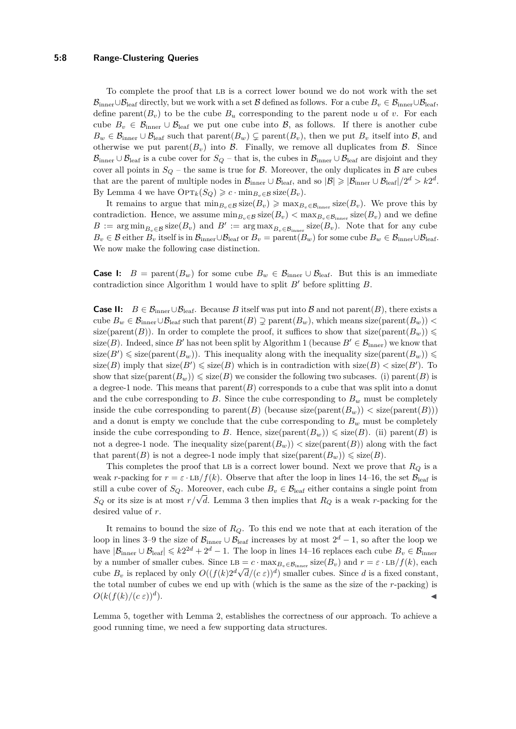To complete the proof that LB is a correct lower bound we do not work with the set $\mathcal{B}_{\text{inner}} \cup \mathcal{B}_{\text{leaf}}$ directly, but we work with a set $\mathcal{B}$ defined as follows. For a cube $B_v \in \mathcal{B}_{\text{inner}} \cup \mathcal{B}_{\text{leaf}}$, define $\text{parent}(B_v)$ to be the cube $B_u$ corresponding to the parent node $u$ of $v$. For each cube $B_v \in \mathcal{B}_{\text{inner}} \cup \mathcal{B}_{\text{leaf}}$ we put one cube into $\mathcal{B}$, as follows. If there is another cube $B_w \in \mathcal{B}_{\text{inner}} \cup \mathcal{B}_{\text{leaf}}$ such that $\text{parent}(B_w) \subsetneq \text{parent}(B_v)$, then we put $B_v$ itself into $\mathcal{B}$, and otherwise we put $\text{parent}(B_v)$ into $\mathcal{B}$. Finally, we remove all duplicates from $\mathcal{B}$. Since $\mathcal{B}_{\text{inner}} \cup \mathcal{B}_{\text{leaf}}$ is a cube cover for $S_Q$ – that is, the cubes in $\mathcal{B}_{\text{inner}} \cup \mathcal{B}_{\text{leaf}}$ are disjoint and they cover all points in $S_Q$ – the same is true for $\mathcal{B}$. Moreover, the only duplicates in $\mathcal{B}$ are cubes that are the parent of multiple nodes in $\mathcal{B}_{\text{inner}} \cup \mathcal{B}_{\text{leaf}}$, and so $|\mathcal{B}| \geqslant |\mathcal{B}_{\text{inner}} \cup \mathcal{B}_{\text{leaf}}|/2^d > k2^d$. By Lemma 4 we have $\text{OPT}_k(S_Q) \geqslant c \cdot \min_{B_v \in \mathcal{B}} \text{size}(B_v)$.

It remains to argue that $\min_{B_v \in \mathcal{B}} \text{size}(B_v) \geqslant \max_{B_v \in \mathcal{B}_{\text{inner}}} \text{size}(B_v)$. We prove this by contradiction. Hence, we assume $\min_{B_v \in \mathcal{B}} \text{size}(B_v) < \max_{B_v \in \mathcal{B}_{\text{inner}}} \text{size}(B_v)$ and we define $B := \arg\min_{B_v \in \mathcal{B}} \text{size}(B_v)$ and $B' := \arg\max_{B_v \in \mathcal{B}_{\text{inner}}} \text{size}(B_v)$. Note that for any cube $B_v \in \mathcal{B}$ either $B_v$ itself is in $\mathcal{B}_{\text{inner}} \cup \mathcal{B}_{\text{leaf}}$ or $B_v = \text{parent}(B_w)$ for some cube $B_w \in \mathcal{B}_{\text{inner}} \cup \mathcal{B}_{\text{leaf}}$. We now make the following case distinction.

**Case I:** $B = \text{parent}(B_w)$ for some cube $B_w \in \mathcal{B}_{\text{inner}} \cup \mathcal{B}_{\text{leaf}}$. But this is an immediate contradiction since Algorithm 1 would have to split $B'$ before splitting $B$.

**Case II:** $B \in \mathcal{B}_{\text{inner}} \cup \mathcal{B}_{\text{leaf}}$. Because $B$ itself was put into $\mathcal{B}$ and not $\text{parent}(B)$, there exists a cube $B_w \in \mathcal{B}_{\text{inner}} \cup \mathcal{B}_{\text{leaf}}$ such that $\text{parent}(B) \supsetneq \text{parent}(B_w)$, which means $\text{size}(\text{parent}(B_w)) < \text{size}(\text{parent}(B))$. In order to complete the proof, it suffices to show that $\text{size}(\text{parent}(B_w)) \leqslant \text{size}(B)$. Indeed, since $B'$ has not been split by Algorithm 1 (because $B' \in \mathcal{B}_{\text{inner}}$) we know that $\text{size}(B') \leqslant \text{size}(\text{parent}(B_w))$. This inequality along with the inequality $\text{size}(\text{parent}(B_w)) \leqslant \text{size}(B)$ imply that $\text{size}(B') \leqslant \text{size}(B)$ which is in contradiction with $\text{size}(B) < \text{size}(B')$. To show that $\text{size}(\text{parent}(B_w)) \leqslant \text{size}(B)$ we consider the following two subcases. (i) $\text{parent}(B)$ is a degree-1 node. This means that $\text{parent}(B)$ corresponds to a cube that was split into a donut and the cube corresponding to $B$. Since the cube corresponding to $B_w$ must be completely inside the cube corresponding to $\text{parent}(B)$ (because $\text{size}(\text{parent}(B_w)) < \text{size}(\text{parent}(B))$) and a donut is empty we conclude that the cube corresponding to $B_w$ must be completely inside the cube corresponding to $B$. Hence, $\text{size}(\text{parent}(B_w)) \leqslant \text{size}(B)$. (ii) $\text{parent}(B)$ is not a degree-1 node. The inequality $\text{size}(\text{parent}(B_w)) < \text{size}(\text{parent}(B))$ along with the fact that $\text{parent}(B)$ is not a degree-1 node imply that $\text{size}(\text{parent}(B_w)) \leqslant \text{size}(B)$.

This completes the proof that LB is a correct lower bound. Next we prove that $R_Q$ is a weak $r$-packing for $r = \varepsilon \cdot \text{LB}/f(k)$. Observe that after the loop in lines 14–16, the set $\mathcal{B}_{\text{leaf}}$ is still a cube cover of $S_Q$. Moreover, each cube $B_v \in \mathcal{B}_{\text{leaf}}$ either contains a single point from $S_Q$ or its size is at most $r/\sqrt{d}$. Lemma 3 then implies that $R_Q$ is a weak $r$-packing for the desired value of $r$.

It remains to bound the size of $R_Q$. To this end we note that at each iteration of the loop in lines 3–9 the size of $\mathcal{B}_{\text{inner}} \cup \mathcal{B}_{\text{leaf}}$ increases by at most $2^d - 1$, so after the loop we have $|\mathcal{B}_{\text{inner}} \cup \mathcal{B}_{\text{leaf}}| \leqslant k2^{2d} + 2^d - 1$. The loop in lines 14–16 replaces each cube $B_v \in \mathcal{B}_{\text{inner}}$ by a number of smaller cubes. Since $\text{LB} = c \cdot \max_{B_v \in \mathcal{B}_{\text{inner}}} \text{size}(B_v)$ and $r = \varepsilon \cdot \text{LB}/f(k)$, each cube $B_v$ is replaced by only $O((f(k)2^d\sqrt{d}/(c\,\varepsilon))^d)$ smaller cubes. Since $d$ is a fixed constant, the total number of cubes we end up with (which is the same as the size of the $r$-packing) is $O(k(f(k)/(c\,\varepsilon))^d)$. ◀

Lemma 5, together with Lemma 2, establishes the correctness of our approach. To achieve a good running time, we need a few supporting data structures.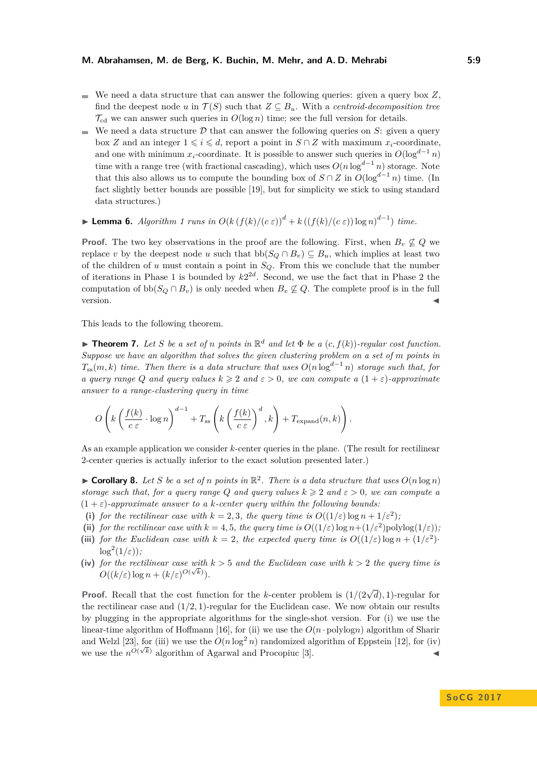- We need a data structure that can answer the following queries: given a query box $Z$, find the deepest node $u$ in $\mathcal{T}(S)$ such that $Z \subseteq B_u$. With a *centroid-decomposition tree* $\mathcal{T}_{\text{cd}}$ we can answer such queries in $O(\log n)$ time; see the full version for details.
- We need a data structure $\mathcal{D}$ that can answer the following queries on $S$: given a query box $Z$ and an integer $1 \leqslant i \leqslant d$, report a point in $S \cap Z$ with maximum $x_i$-coordinate, and one with minimum $x_i$-coordinate. It is possible to answer such queries in $O(\log^{d-1} n)$ time with a range tree (with fractional cascading), which uses $O(n \log^{d-1} n)$ storage. Note that this also allows us to compute the bounding box of $S \cap Z$ in $O(\log^{d-1} n)$ time. (In fact slightly better bounds are possible [19], but for simplicity we stick to using standard data structures.)

▶ **Lemma 6.** *Algorithm 1 runs in* $O(k\,(f(k)/(c\,\varepsilon))^d + k\,((f(k)/(c\,\varepsilon))\log n)^{d-1})$ *time.*

**Proof.** The two key observations in the proof are the following. First, when $B_v \not\subseteq Q$ we replace $v$ by the deepest node $u$ such that $\text{bb}(S_Q \cap B_v) \subseteq B_u$, which implies at least two of the children of $u$ must contain a point in $S_Q$. From this we conclude that the number of iterations in Phase 1 is bounded by $k2^{2d}$. Second, we use the fact that in Phase 2 the computation of $\text{bb}(S_Q \cap B_v)$ is only needed when $B_v \not\subseteq Q$. The complete proof is in the full version. ◀

This leads to the following theorem.

▶ **Theorem 7.** *Let $S$ be a set of $n$ points in $\mathbb{R}^d$ and let $\Phi$ be a $(c, f(k))$-regular cost function. Suppose we have an algorithm that solves the given clustering problem on a set of $m$ points in $T_{\text{ss}}(m,k)$ time. Then there is a data structure that uses $O(n \log^{d-1} n)$ storage such that, for a query range $Q$ and query values $k \geqslant 2$ and $\varepsilon > 0$, we can compute a $(1+\varepsilon)$-approximate answer to a range-clustering query in time*

$$O\left(k\left(\frac{f(k)}{c\,\varepsilon}\cdot\log n\right)^{d-1} + T_{\text{ss}}\left(k\left(\frac{f(k)}{c\,\varepsilon}\right)^{d}, k\right) + T_{\text{expand}}(n,k)\right).$$

As an example application we consider $k$-center queries in the plane. (The result for rectilinear 2-center queries is actually inferior to the exact solution presented later.)

▶ **Corollary 8.** *Let $S$ be a set of $n$ points in $\mathbb{R}^2$. There is a data structure that uses $O(n \log n)$ storage such that, for a query range $Q$ and query values $k \geqslant 2$ and $\varepsilon > 0$, we can compute a $(1+\varepsilon)$-approximate answer to a $k$-center query within the following bounds:*

**(i)** *for the rectilinear case with $k = 2, 3$, the query time is $O((1/\varepsilon)\log n + 1/\varepsilon^2)$;*
**(ii)** *for the rectilinear case with $k = 4, 5$, the query time is $O((1/\varepsilon)\log n + (1/\varepsilon^2)\text{polylog}(1/\varepsilon))$;*
**(iii)** *for the Euclidean case with $k = 2$, the expected query time is $O((1/\varepsilon)\log n + (1/\varepsilon^2)\cdot\log^2(1/\varepsilon))$;*
**(iv)** *for the rectilinear case with $k > 5$ and the Euclidean case with $k > 2$ the query time is $O((k/\varepsilon)\log n + (k/\varepsilon)^{O(\sqrt{k})})$.*

**Proof.** Recall that the cost function for the $k$-center problem is $(1/(2\sqrt{d}), 1)$-regular for the rectilinear case and $(1/2, 1)$-regular for the Euclidean case. We now obtain our results by plugging in the appropriate algorithms for the single-shot version. For (i) we use the linear-time algorithm of Hoffmann [16], for (ii) we use the $O(n \cdot \text{polylog} n)$ algorithm of Sharir and Welzl [23], for (iii) we use the $O(n \log^2 n)$ randomized algorithm of Eppstein [12], for (iv) we use the $n^{O(\sqrt{k})}$ algorithm of Agarwal and Procopiuc [3]. ◀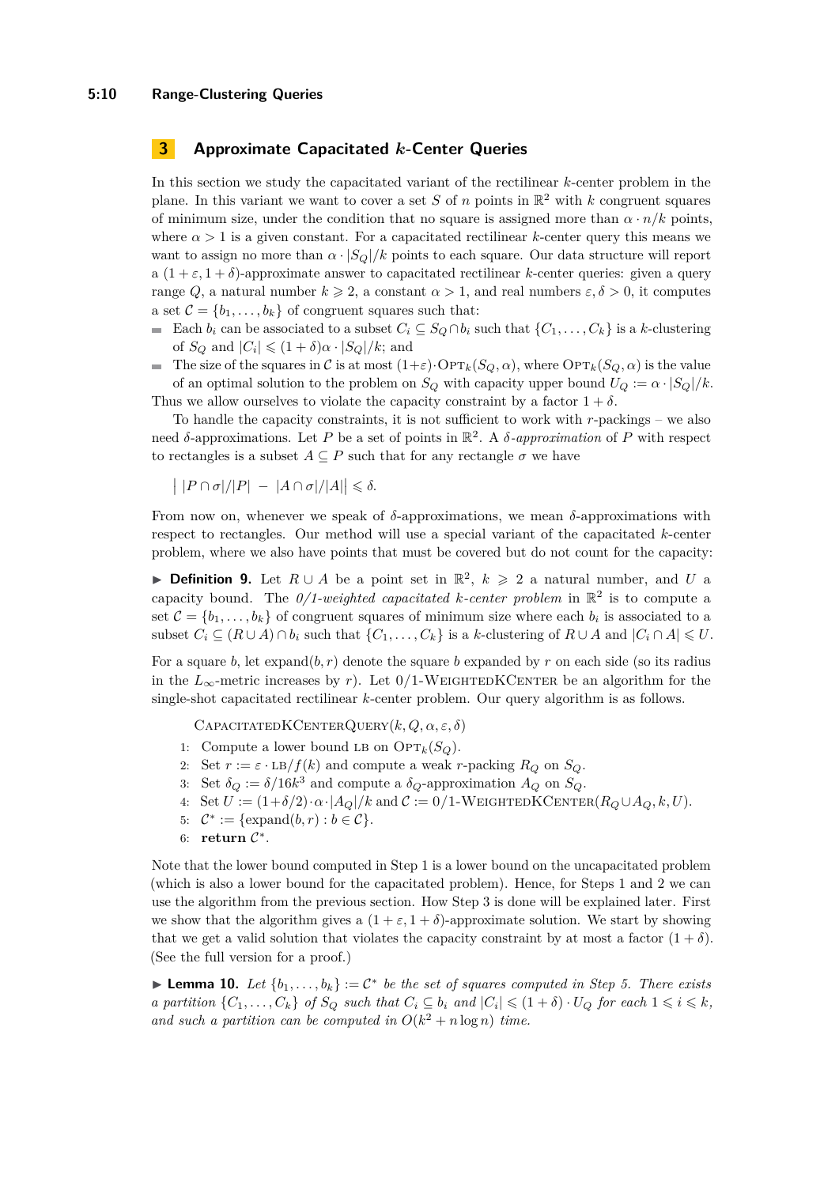## 3 Approximate Capacitated $k$-Center Queries

In this section we study the capacitated variant of the rectilinear $k$-center problem in the plane. In this variant we want to cover a set $S$ of $n$ points in $\mathbb{R}^2$ with $k$ congruent squares of minimum size, under the condition that no square is assigned more than $\alpha \cdot n/k$ points, where $\alpha > 1$ is a given constant. For a capacitated rectilinear $k$-center query this means we want to assign no more than $\alpha \cdot |S_Q|/k$ points to each square. Our data structure will report a $(1+\varepsilon, 1+\delta)$-approximate answer to capacitated rectilinear $k$-center queries: given a query range $Q$, a natural number $k \geqslant 2$, a constant $\alpha > 1$, and real numbers $\varepsilon, \delta > 0$, it computes a set $\mathcal{C} = \{b_1, \ldots, b_k\}$ of congruent squares such that:

- Each $b_i$ can be associated to a subset $C_i \subseteq S_Q \cap b_i$ such that $\{C_1, \ldots, C_k\}$ is a $k$-clustering of $S_Q$ and $|C_i| \leqslant (1+\delta)\alpha \cdot |S_Q|/k$; and
- The size of the squares in $\mathcal{C}$ is at most $(1+\varepsilon) \cdot \mathrm{OPT}_k(S_Q, \alpha)$, where $\mathrm{OPT}_k(S_Q, \alpha)$ is the value of an optimal solution to the problem on $S_Q$ with capacity upper bound $U_Q := \alpha \cdot |S_Q|/k$.

Thus we allow ourselves to violate the capacity constraint by a factor $1+\delta$.

To handle the capacity constraints, it is not sufficient to work with $r$-packings – we also need $\delta$-approximations. Let $P$ be a set of points in $\mathbb{R}^2$. A *$\delta$-approximation* of $P$ with respect to rectangles is a subset $A \subseteq P$ such that for any rectangle $\sigma$ we have

$$\big|\, |P \cap \sigma|/|P| \;-\; |A \cap \sigma|/|A| \big| \leqslant \delta.$$

From now on, whenever we speak of $\delta$-approximations, we mean $\delta$-approximations with respect to rectangles. Our method will use a special variant of the capacitated $k$-center problem, where we also have points that must be covered but do not count for the capacity:

▶ **Definition 9.** Let $R \cup A$ be a point set in $\mathbb{R}^2$, $k \geqslant 2$ a natural number, and $U$ a capacity bound. The *0/1-weighted capacitated $k$-center problem* in $\mathbb{R}^2$ is to compute a set $\mathcal{C} = \{b_1, \ldots, b_k\}$ of congruent squares of minimum size where each $b_i$ is associated to a subset $C_i \subseteq (R \cup A) \cap b_i$ such that $\{C_1, \ldots, C_k\}$ is a $k$-clustering of $R \cup A$ and $|C_i \cap A| \leqslant U$.

For a square $b$, let $\mathrm{expand}(b, r)$ denote the square $b$ expanded by $r$ on each side (so its radius in the $L_\infty$-metric increases by $r$). Let 0/1-WeightedKCenter be an algorithm for the single-shot capacitated rectilinear $k$-center problem. Our query algorithm is as follows.

CapacitatedKCenterQuery$(k, Q, \alpha, \varepsilon, \delta)$

1: Compute a lower bound LB on $\mathrm{OPT}_k(S_Q)$.
2: Set $r := \varepsilon \cdot \mathrm{LB}/f(k)$ and compute a weak $r$-packing $R_Q$ on $S_Q$.
3: Set $\delta_Q := \delta/16k^3$ and compute a $\delta_Q$-approximation $A_Q$ on $S_Q$.
4: Set $U := (1+\delta/2) \cdot \alpha \cdot |A_Q|/k$ and $\mathcal{C} :=$ 0/1-WeightedKCenter$(R_Q \cup A_Q, k, U)$.
5: $\mathcal{C}^* := \{\mathrm{expand}(b, r) : b \in \mathcal{C}\}$.
6: **return** $\mathcal{C}^*$.

Note that the lower bound computed in Step 1 is a lower bound on the uncapacitated problem (which is also a lower bound for the capacitated problem). Hence, for Steps 1 and 2 we can use the algorithm from the previous section. How Step 3 is done will be explained later. First we show that the algorithm gives a $(1+\varepsilon, 1+\delta)$-approximate solution. We start by showing that we get a valid solution that violates the capacity constraint by at most a factor $(1+\delta)$. (See the full version for a proof.)

▶ **Lemma 10.** *Let $\{b_1, \ldots, b_k\} := \mathcal{C}^*$ be the set of squares computed in Step 5. There exists a partition $\{C_1, \ldots, C_k\}$ of $S_Q$ such that $C_i \subseteq b_i$ and $|C_i| \leqslant (1+\delta) \cdot U_Q$ for each $1 \leqslant i \leqslant k$, and such a partition can be computed in $O(k^2 + n \log n)$ time.*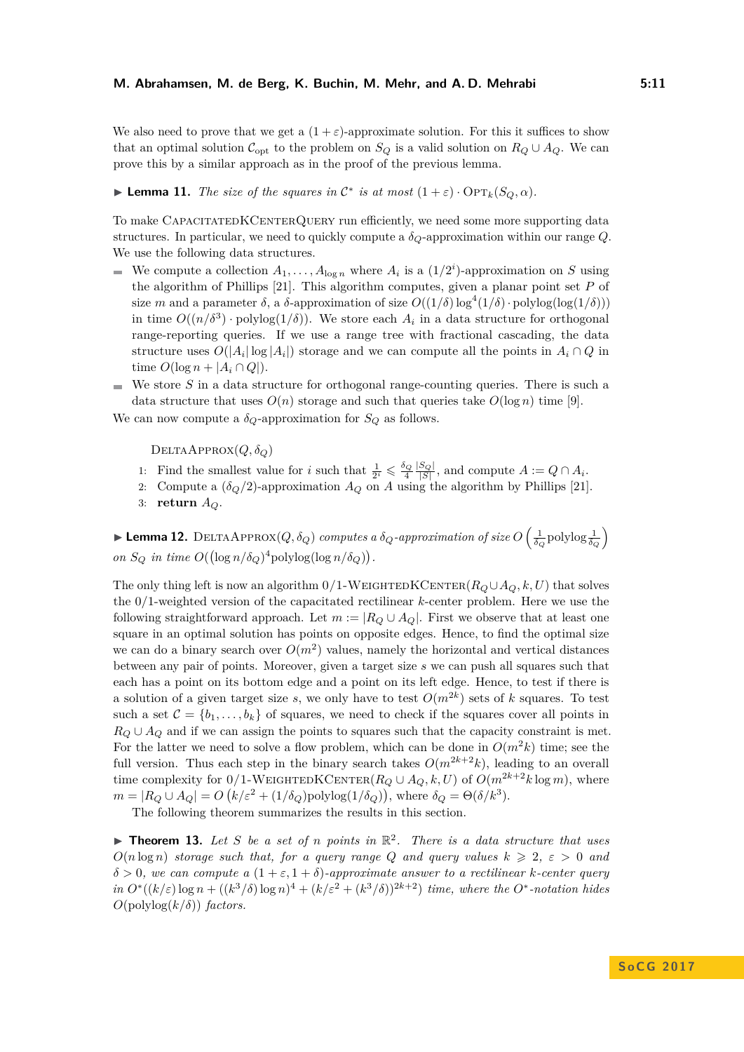We also need to prove that we get a $(1+\varepsilon)$-approximate solution. For this it suffices to show that an optimal solution $\mathcal{C}_{\mathrm{opt}}$ to the problem on $S_Q$ is a valid solution on $R_Q \cup A_Q$. We can prove this by a similar approach as in the proof of the previous lemma.

▶ **Lemma 11.** *The size of the squares in $\mathcal{C}^*$ is at most $(1+\varepsilon) \cdot \mathrm{OPT}_k(S_Q, \alpha)$.*

To make CapacitatedKCenterQuery run efficiently, we need some more supporting data structures. In particular, we need to quickly compute a $\delta_Q$-approximation within our range $Q$. We use the following data structures.

- We compute a collection $A_1, \ldots, A_{\log n}$ where $A_i$ is a $(1/2^i)$-approximation on $S$ using the algorithm of Phillips [21]. This algorithm computes, given a planar point set $P$ of size $m$ and a parameter $\delta$, a $\delta$-approximation of size $O((1/\delta)\log^4(1/\delta) \cdot \mathrm{polylog}(\log(1/\delta)))$ in time $O((n/\delta^3) \cdot \mathrm{polylog}(1/\delta))$. We store each $A_i$ in a data structure for orthogonal range-reporting queries. If we use a range tree with fractional cascading, the data structure uses $O(|A_i| \log |A_i|)$ storage and we can compute all the points in $A_i \cap Q$ in time $O(\log n + |A_i \cap Q|)$.
- We store $S$ in a data structure for orthogonal range-counting queries. There is such a data structure that uses $O(n)$ storage and such that queries take $O(\log n)$ time [9].

We can now compute a $\delta_Q$-approximation for $S_Q$ as follows.

DeltaApprox$(Q, \delta_Q)$

1: Find the smallest value for $i$ such that $\frac{1}{2^i} \leqslant \frac{\delta_Q}{4}\frac{|S_Q|}{|S|}$, and compute $A := Q \cap A_i$.
2: Compute a $(\delta_Q/2)$-approximation $A_Q$ on $A$ using the algorithm by Phillips [21].
3: **return** $A_Q$.

▶ **Lemma 12.** DeltaApprox$(Q, \delta_Q)$ *computes a $\delta_Q$-approximation of size $O\left(\frac{1}{\delta_Q}\mathrm{polylog}\frac{1}{\delta_Q}\right)$ on $S_Q$ in time $O\big((\log n/\delta_Q)^4 \mathrm{polylog}(\log n/\delta_Q)\big)$.*

The only thing left is now an algorithm 0/1-WeightedKCenter$(R_Q \cup A_Q, k, U)$ that solves the 0/1-weighted version of the capacitated rectilinear $k$-center problem. Here we use the following straightforward approach. Let $m := |R_Q \cup A_Q|$. First we observe that at least one square in an optimal solution has points on opposite edges. Hence, to find the optimal size we can do a binary search over $O(m^2)$ values, namely the horizontal and vertical distances between any pair of points. Moreover, given a target size $s$ we can push all squares such that each has a point on its bottom edge and a point on its left edge. Hence, to test if there is a solution of a given target size $s$, we only have to test $O(m^{2k})$ sets of $k$ squares. To test such a set $\mathcal{C} = \{b_1, \ldots, b_k\}$ of squares, we need to check if the squares cover all points in $R_Q \cup A_Q$ and if we can assign the points to squares such that the capacity constraint is met. For the latter we need to solve a flow problem, which can be done in $O(m^2k)$ time; see the full version. Thus each step in the binary search takes $O(m^{2k+2}k)$, leading to an overall time complexity for 0/1-WeightedKCenter$(R_Q \cup A_Q, k, U)$ of $O(m^{2k+2}k \log m)$, where $m = |R_Q \cup A_Q| = O\left(k/\varepsilon^2 + (1/\delta_Q)\mathrm{polylog}(1/\delta_Q)\right)$, where $\delta_Q = \Theta(\delta/k^3)$.

The following theorem summarizes the results in this section.

▶ **Theorem 13.** *Let $S$ be a set of $n$ points in $\mathbb{R}^2$. There is a data structure that uses $O(n \log n)$ storage such that, for a query range $Q$ and query values $k \geqslant 2$, $\varepsilon > 0$ and $\delta > 0$, we can compute a $(1+\varepsilon, 1+\delta)$-approximate answer to a rectilinear $k$-center query in $O^*((k/\varepsilon)\log n + ((k^3/\delta)\log n)^4 + (k/\varepsilon^2 + (k^3/\delta))^{2k+2})$ time, where the $O^*$-notation hides $O(\mathrm{polylog}(k/\delta))$ factors.*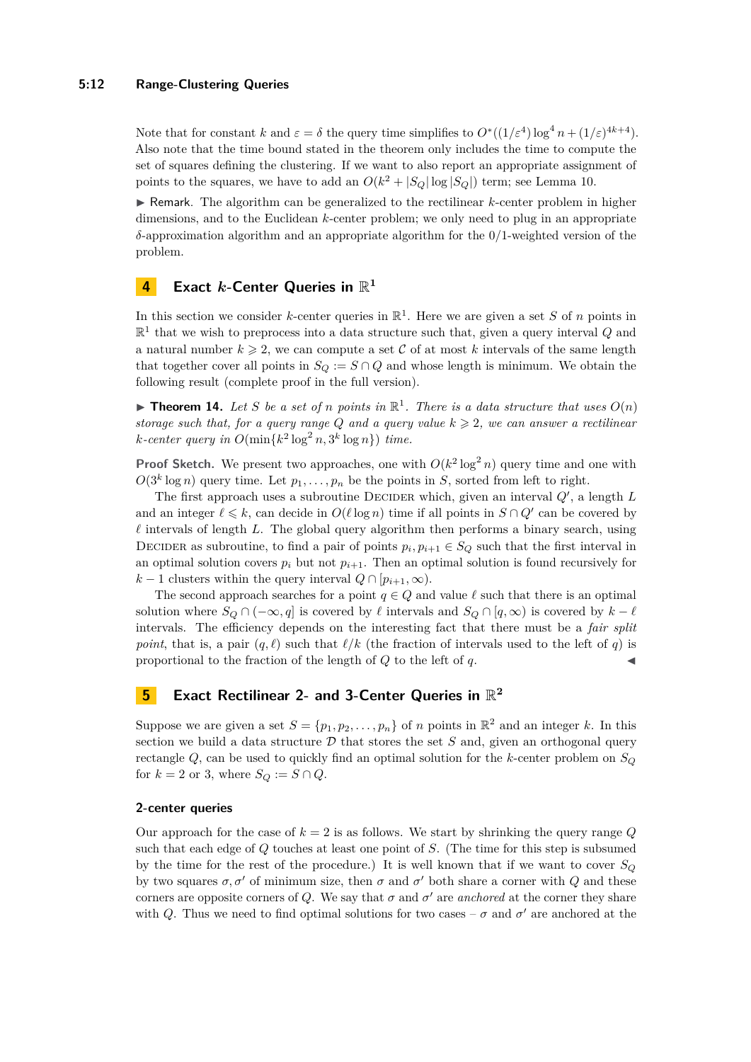Note that for constant $k$ and $\varepsilon = \delta$ the query time simplifies to $O^*((1/\varepsilon^4)\log^4 n + (1/\varepsilon)^{4k+4})$. Also note that the time bound stated in the theorem only includes the time to compute the set of squares defining the clustering. If we want to also report an appropriate assignment of points to the squares, we have to add an $O(k^2 + |S_Q| \log |S_Q|)$ term; see Lemma 10.

▶ Remark. The algorithm can be generalized to the rectilinear $k$-center problem in higher dimensions, and to the Euclidean $k$-center problem; we only need to plug in an appropriate $\delta$-approximation algorithm and an appropriate algorithm for the 0/1-weighted version of the problem.

## 4 Exact $k$-Center Queries in $\mathbb{R}^1$

In this section we consider $k$-center queries in $\mathbb{R}^1$. Here we are given a set $S$ of $n$ points in $\mathbb{R}^1$ that we wish to preprocess into a data structure such that, given a query interval $Q$ and a natural number $k \geqslant 2$, we can compute a set $\mathcal{C}$ of at most $k$ intervals of the same length that together cover all points in $S_Q := S \cap Q$ and whose length is minimum. We obtain the following result (complete proof in the full version).

▶ **Theorem 14.** *Let $S$ be a set of $n$ points in $\mathbb{R}^1$. There is a data structure that uses $O(n)$ storage such that, for a query range $Q$ and a query value $k \geqslant 2$, we can answer a rectilinear $k$-center query in $O(\min\{k^2 \log^2 n, 3^k \log n\})$ time.*

**Proof Sketch.** We present two approaches, one with $O(k^2 \log^2 n)$ query time and one with $O(3^k \log n)$ query time. Let $p_1, \ldots, p_n$ be the points in $S$, sorted from left to right.

The first approach uses a subroutine DECIDER which, given an interval $Q'$, a length $L$ and an integer $\ell \leqslant k$, can decide in $O(\ell \log n)$ time if all points in $S \cap Q'$ can be covered by $\ell$ intervals of length $L$. The global query algorithm then performs a binary search, using DECIDER as subroutine, to find a pair of points $p_i, p_{i+1} \in S_Q$ such that the first interval in an optimal solution covers $p_i$ but not $p_{i+1}$. Then an optimal solution is found recursively for $k-1$ clusters within the query interval $Q \cap [p_{i+1}, \infty)$.

The second approach searches for a point $q \in Q$ and value $\ell$ such that there is an optimal solution where $S_Q \cap (-\infty, q]$ is covered by $\ell$ intervals and $S_Q \cap [q, \infty)$ is covered by $k - \ell$ intervals. The efficiency depends on the interesting fact that there must be a *fair split point*, that is, a pair $(q, \ell)$ such that $\ell/k$ (the fraction of intervals used to the left of $q$) is proportional to the fraction of the length of $Q$ to the left of $q$. ◀

## 5 Exact Rectilinear 2- and 3-Center Queries in $\mathbb{R}^2$

Suppose we are given a set $S = \{p_1, p_2, \ldots, p_n\}$ of $n$ points in $\mathbb{R}^2$ and an integer $k$. In this section we build a data structure $\mathcal{D}$ that stores the set $S$ and, given an orthogonal query rectangle $Q$, can be used to quickly find an optimal solution for the $k$-center problem on $S_Q$ for $k = 2$ or 3, where $S_Q := S \cap Q$.

### 2-center queries

Our approach for the case of $k = 2$ is as follows. We start by shrinking the query range $Q$ such that each edge of $Q$ touches at least one point of $S$. (The time for this step is subsumed by the time for the rest of the procedure.) It is well known that if we want to cover $S_Q$ by two squares $\sigma, \sigma'$ of minimum size, then $\sigma$ and $\sigma'$ both share a corner with $Q$ and these corners are opposite corners of $Q$. We say that $\sigma$ and $\sigma'$ are *anchored* at the corner they share with $Q$. Thus we need to find optimal solutions for two cases – $\sigma$ and $\sigma'$ are anchored at the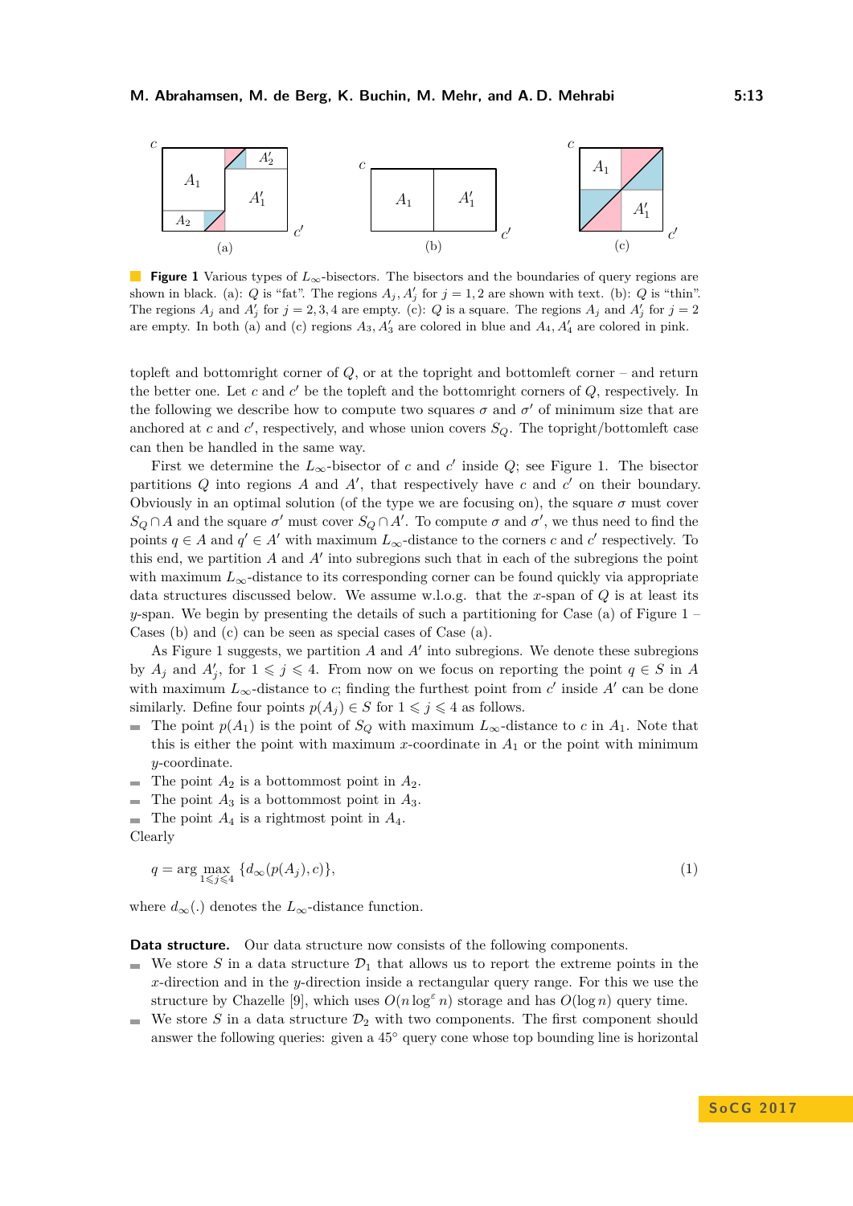**Figure 1** Various types of $L_\infty$-bisectors. The bisectors and the boundaries of query regions are shown in black. (a): $Q$ is "fat". The regions $A_j, A'_j$ for $j = 1, 2$ are shown with text. (b): $Q$ is "thin". The regions $A_j$ and $A'_j$ for $j = 2, 3, 4$ are empty. (c): $Q$ is a square. The regions $A_j$ and $A'_j$ for $j = 2$ are empty. In both (a) and (c) regions $A_3, A'_3$ are colored in blue and $A_4, A'_4$ are colored in pink.

topleft and bottomright corner of $Q$, or at the topright and bottomleft corner – and return the better one. Let $c$ and $c'$ be the topleft and the bottomright corners of $Q$, respectively. In the following we describe how to compute two squares $\sigma$ and $\sigma'$ of minimum size that are anchored at $c$ and $c'$, respectively, and whose union covers $S_Q$. The topright/bottomleft case can then be handled in the same way.

First we determine the $L_\infty$-bisector of $c$ and $c'$ inside $Q$; see Figure 1. The bisector partitions $Q$ into regions $A$ and $A'$, that respectively have $c$ and $c'$ on their boundary. Obviously in an optimal solution (of the type we are focusing on), the square $\sigma$ must cover $S_Q \cap A$ and the square $\sigma'$ must cover $S_Q \cap A'$. To compute $\sigma$ and $\sigma'$, we thus need to find the points $q \in A$ and $q' \in A'$ with maximum $L_\infty$-distance to the corners $c$ and $c'$ respectively. To this end, we partition $A$ and $A'$ into subregions such that in each of the subregions the point with maximum $L_\infty$-distance to its corresponding corner can be found quickly via appropriate data structures discussed below. We assume w.l.o.g. that the $x$-span of $Q$ is at least its $y$-span. We begin by presenting the details of such a partitioning for Case (a) of Figure 1 – Cases (b) and (c) can be seen as special cases of Case (a).

As Figure 1 suggests, we partition $A$ and $A'$ into subregions. We denote these subregions by $A_j$ and $A'_j$, for $1 \leqslant j \leqslant 4$. From now on we focus on reporting the point $q \in S$ in $A$ with maximum $L_\infty$-distance to $c$; finding the furthest point from $c'$ inside $A'$ can be done similarly. Define four points $p(A_j) \in S$ for $1 \leqslant j \leqslant 4$ as follows.

- The point $p(A_1)$ is the point of $S_Q$ with maximum $L_\infty$-distance to $c$ in $A_1$. Note that this is either the point with maximum $x$-coordinate in $A_1$ or the point with minimum $y$-coordinate.
- The point $A_2$ is a bottommost point in $A_2$.
- The point $A_3$ is a bottommost point in $A_3$.
- The point $A_4$ is a rightmost point in $A_4$.

Clearly

$$q = \arg \max_{1 \leqslant j \leqslant 4} \{d_\infty(p(A_j), c)\}, \tag{1}$$

where $d_\infty(.)$ denotes the $L_\infty$-distance function.

**Data structure.** Our data structure now consists of the following components.

- We store $S$ in a data structure $\mathcal{D}_1$ that allows us to report the extreme points in the $x$-direction and in the $y$-direction inside a rectangular query range. For this we use the structure by Chazelle [9], which uses $O(n \log^\varepsilon n)$ storage and has $O(\log n)$ query time.
- We store $S$ in a data structure $\mathcal{D}_2$ with two components. The first component should answer the following queries: given a $45°$ query cone whose top bounding line is horizontal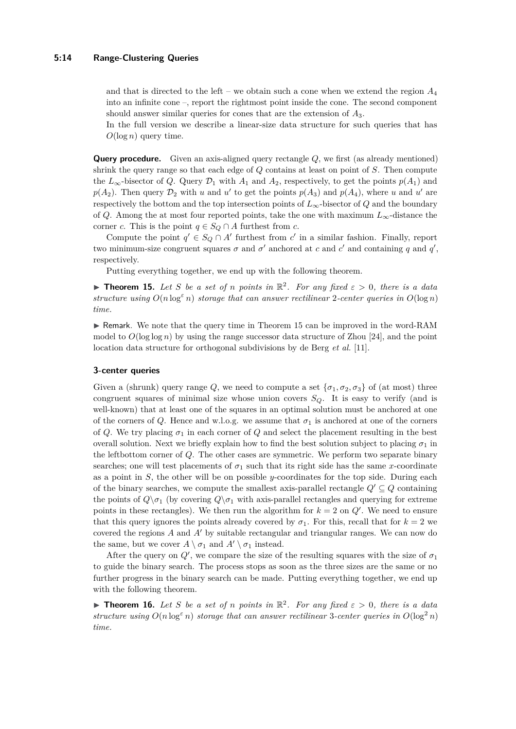and that is directed to the left – we obtain such a cone when we extend the region $A_4$ into an infinite cone –, report the rightmost point inside the cone. The second component should answer similar queries for cones that are the extension of $A_3$.

In the full version we describe a linear-size data structure for such queries that has $O(\log n)$ query time.

**Query procedure.** Given an axis-aligned query rectangle $Q$, we first (as already mentioned) shrink the query range so that each edge of $Q$ contains at least on point of $S$. Then compute the $L_\infty$-bisector of $Q$. Query $\mathcal{D}_1$ with $A_1$ and $A_2$, respectively, to get the points $p(A_1)$ and $p(A_2)$. Then query $\mathcal{D}_2$ with $u$ and $u'$ to get the points $p(A_3)$ and $p(A_4)$, where $u$ and $u'$ are respectively the bottom and the top intersection points of $L_\infty$-bisector of $Q$ and the boundary of $Q$. Among the at most four reported points, take the one with maximum $L_\infty$-distance the corner $c$. This is the point $q \in S_Q \cap A$ furthest from $c$.

Compute the point $q' \in S_Q \cap A'$ furthest from $c'$ in a similar fashion. Finally, report two minimum-size congruent squares $\sigma$ and $\sigma'$ anchored at $c$ and $c'$ and containing $q$ and $q'$, respectively.

Putting everything together, we end up with the following theorem.

▶ **Theorem 15.** *Let $S$ be a set of $n$ points in $\mathbb{R}^2$. For any fixed $\varepsilon > 0$, there is a data structure using $O(n \log^\varepsilon n)$ storage that can answer rectilinear 2-center queries in $O(\log n)$ time.*

▶ Remark. We note that the query time in Theorem 15 can be improved in the word-RAM model to $O(\log \log n)$ by using the range successor data structure of Zhou [24], and the point location data structure for orthogonal subdivisions by de Berg *et al.* [11].

### 3-center queries

Given a (shrunk) query range $Q$, we need to compute a set $\{\sigma_1, \sigma_2, \sigma_3\}$ of (at most) three congruent squares of minimal size whose union covers $S_Q$. It is easy to verify (and is well-known) that at least one of the squares in an optimal solution must be anchored at one of the corners of $Q$. Hence and w.l.o.g. we assume that $\sigma_1$ is anchored at one of the corners of $Q$. We try placing $\sigma_1$ in each corner of $Q$ and select the placement resulting in the best overall solution. Next we briefly explain how to find the best solution subject to placing $\sigma_1$ in the leftbottom corner of $Q$. The other cases are symmetric. We perform two separate binary searches; one will test placements of $\sigma_1$ such that its right side has the same $x$-coordinate as a point in $S$, the other will be on possible $y$-coordinates for the top side. During each of the binary searches, we compute the smallest axis-parallel rectangle $Q' \subseteq Q$ containing the points of $Q \backslash \sigma_1$ (by covering $Q \backslash \sigma_1$ with axis-parallel rectangles and querying for extreme points in these rectangles). We then run the algorithm for $k = 2$ on $Q'$. We need to ensure that this query ignores the points already covered by $\sigma_1$. For this, recall that for $k = 2$ we covered the regions $A$ and $A'$ by suitable rectangular and triangular ranges. We can now do the same, but we cover $A \setminus \sigma_1$ and $A' \setminus \sigma_1$ instead.

After the query on $Q'$, we compare the size of the resulting squares with the size of $\sigma_1$ to guide the binary search. The process stops as soon as the three sizes are the same or no further progress in the binary search can be made. Putting everything together, we end up with the following theorem.

▶ **Theorem 16.** *Let $S$ be a set of $n$ points in $\mathbb{R}^2$. For any fixed $\varepsilon > 0$, there is a data structure using $O(n \log^\varepsilon n)$ storage that can answer rectilinear 3-center queries in $O(\log^2 n)$ time.*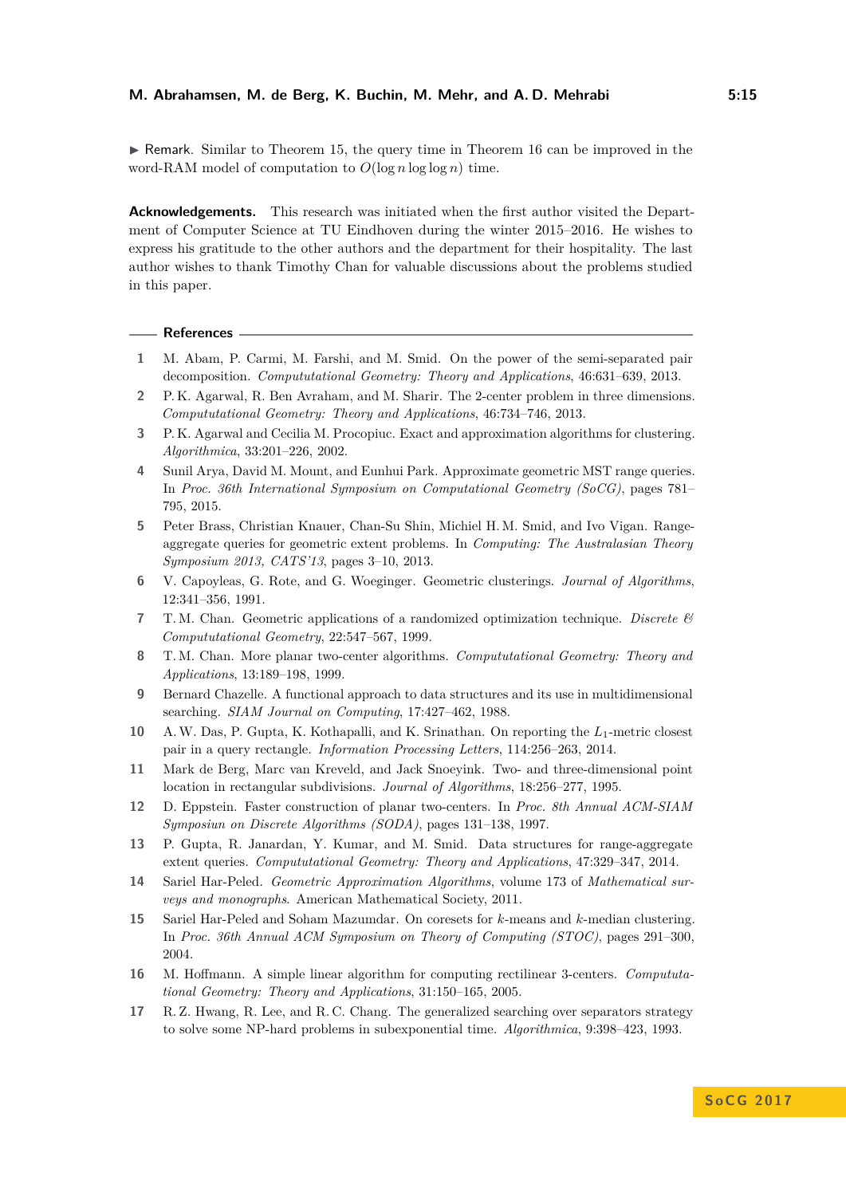▶ **Remark.** Similar to Theorem 15, the query time in Theorem 16 can be improved in the word-RAM model of computation to $O(\log n \log \log n)$ time.

**Acknowledgements.** This research was initiated when the first author visited the Department of Computer Science at TU Eindhoven during the winter 2015–2016. He wishes to express his gratitude to the other authors and the department for their hospitality. The last author wishes to thank Timothy Chan for valuable discussions about the problems studied in this paper.

## References

1. M. Abam, P. Carmi, M. Farshi, and M. Smid. On the power of the semi-separated pair decomposition. *Computational Geometry: Theory and Applications*, 46:631–639, 2013.
2. P. K. Agarwal, R. Ben Avraham, and M. Sharir. The 2-center problem in three dimensions. *Computational Geometry: Theory and Applications*, 46:734–746, 2013.
3. P. K. Agarwal and Cecilia M. Procopiuc. Exact and approximation algorithms for clustering. *Algorithmica*, 33:201–226, 2002.
4. Sunil Arya, David M. Mount, and Eunhui Park. Approximate geometric MST range queries. In *Proc. 36th International Symposium on Computational Geometry (SoCG)*, pages 781–795, 2015.
5. Peter Brass, Christian Knauer, Chan-Su Shin, Michiel H. M. Smid, and Ivo Vigan. Range-aggregate queries for geometric extent problems. In *Computing: The Australasian Theory Symposium 2013, CATS'13*, pages 3–10, 2013.
6. V. Capoyleas, G. Rote, and G. Woeginger. Geometric clusterings. *Journal of Algorithms*, 12:341–356, 1991.
7. T. M. Chan. Geometric applications of a randomized optimization technique. *Discrete & Computational Geometry*, 22:547–567, 1999.
8. T. M. Chan. More planar two-center algorithms. *Computational Geometry: Theory and Applications*, 13:189–198, 1999.
9. Bernard Chazelle. A functional approach to data structures and its use in multidimensional searching. *SIAM Journal on Computing*, 17:427–462, 1988.
10. A. W. Das, P. Gupta, K. Kothapalli, and K. Srinathan. On reporting the $L_1$-metric closest pair in a query rectangle. *Information Processing Letters*, 114:256–263, 2014.
11. Mark de Berg, Marc van Kreveld, and Jack Snoeyink. Two- and three-dimensional point location in rectangular subdivisions. *Journal of Algorithms*, 18:256–277, 1995.
12. D. Eppstein. Faster construction of planar two-centers. In *Proc. 8th Annual ACM-SIAM Symposiun on Discrete Algorithms (SODA)*, pages 131–138, 1997.
13. P. Gupta, R. Janardan, Y. Kumar, and M. Smid. Data structures for range-aggregate extent queries. *Computational Geometry: Theory and Applications*, 47:329–347, 2014.
14. Sariel Har-Peled. *Geometric Approximation Algorithms*, volume 173 of *Mathematical surveys and monographs*. American Mathematical Society, 2011.
15. Sariel Har-Peled and Soham Mazumdar. On coresets for $k$-means and $k$-median clustering. In *Proc. 36th Annual ACM Symposium on Theory of Computing (STOC)*, pages 291–300, 2004.
16. M. Hoffmann. A simple linear algorithm for computing rectilinear 3-centers. *Computational Geometry: Theory and Applications*, 31:150–165, 2005.
17. R. Z. Hwang, R. Lee, and R. C. Chang. The generalized searching over separators strategy to solve some NP-hard problems in subexponential time. *Algorithmica*, 9:398–423, 1993.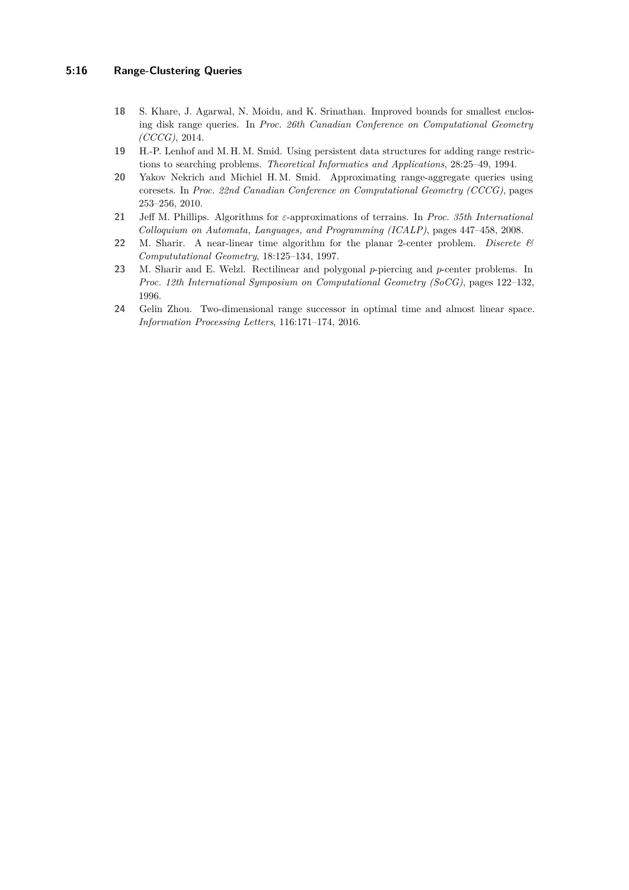18 S. Khare, J. Agarwal, N. Moidu, and K. Srinathan. Improved bounds for smallest enclosing disk range queries. In *Proc. 26th Canadian Conference on Computational Geometry (CCCG)*, 2014.

19 H.-P. Lenhof and M. H. M. Smid. Using persistent data structures for adding range restrictions to searching problems. *Theoretical Informatics and Applications*, 28:25–49, 1994.

20 Yakov Nekrich and Michiel H. M. Smid. Approximating range-aggregate queries using coresets. In *Proc. 22nd Canadian Conference on Computational Geometry (CCCG)*, pages 253–256, 2010.

21 Jeff M. Phillips. Algorithms for $\varepsilon$-approximations of terrains. In *Proc. 35th International Colloquium on Automata, Languages, and Programming (ICALP)*, pages 447–458, 2008.

22 M. Sharir. A near-linear time algorithm for the planar 2-center problem. *Discrete & Compututational Geometry*, 18:125–134, 1997.

23 M. Sharir and E. Welzl. Rectilinear and polygonal $p$-piercing and $p$-center problems. In *Proc. 12th International Symposium on Computational Geometry (SoCG)*, pages 122–132, 1996.

24 Gelin Zhou. Two-dimensional range successor in optimal time and almost linear space. *Information Processing Letters*, 116:171–174, 2016.